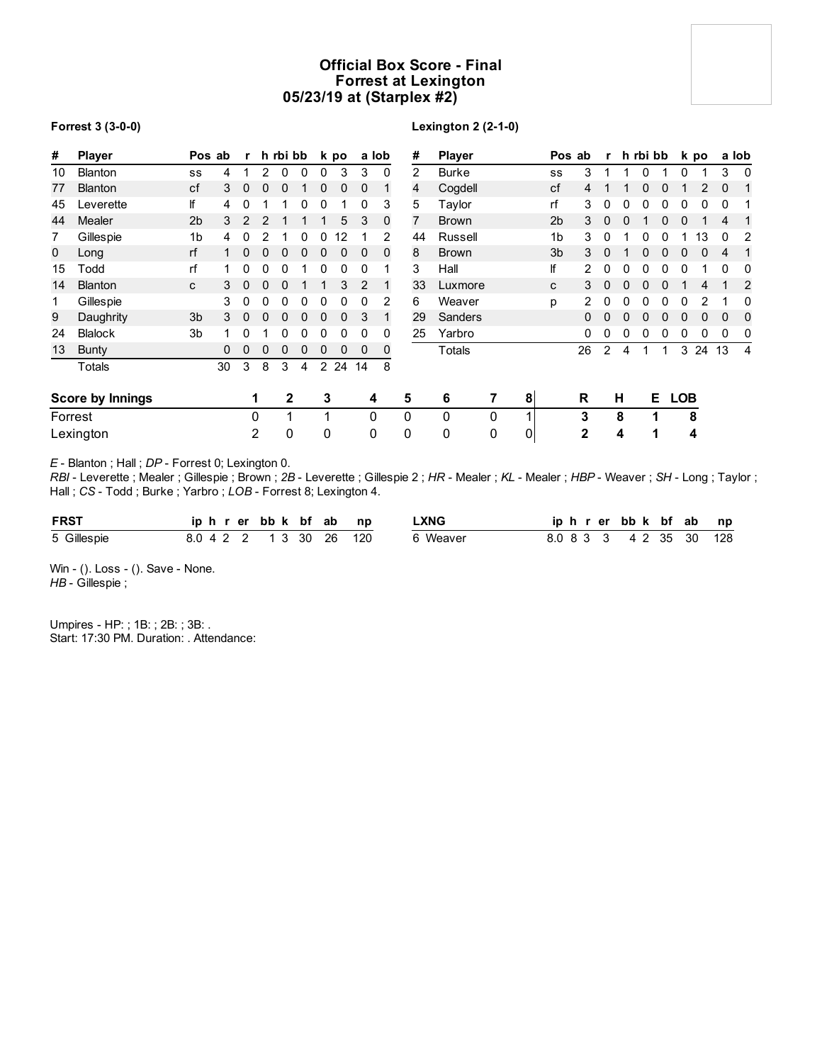# Official Box Score - Final
## Forrest at Lexington
## 05/23/19 at (Starplex #2)

**Forrest 3 (3-0-0)**

| # | Player | Pos | ab | r | h | rbi | bb | k | po | a | lob |
|---|---|---|---|---|---|---|---|---|---|---|---|
| 10 | Blanton | ss | 4 | 1 | 2 | 0 | 0 | 0 | 3 | 3 | 0 |
| 77 | Blanton | cf | 3 | 0 | 0 | 0 | 1 | 0 | 0 | 0 | 1 |
| 45 | Leverette | lf | 4 | 0 | 1 | 1 | 0 | 0 | 1 | 0 | 3 |
| 44 | Mealer | 2b | 3 | 2 | 2 | 1 | 1 | 1 | 5 | 3 | 0 |
| 7 | Gillespie | 1b | 4 | 0 | 2 | 1 | 0 | 0 | 12 | 1 | 2 |
| 0 | Long | rf | 1 | 0 | 0 | 0 | 0 | 0 | 0 | 0 | 0 |
| 15 | Todd | rf | 1 | 0 | 0 | 0 | 1 | 0 | 0 | 0 | 1 |
| 14 | Blanton | c | 3 | 0 | 0 | 0 | 1 | 1 | 3 | 2 | 1 |
| 1 | Gillespie | | 3 | 0 | 0 | 0 | 0 | 0 | 0 | 0 | 2 |
| 9 | Daughrity | 3b | 3 | 0 | 0 | 0 | 0 | 0 | 0 | 3 | 1 |
| 24 | Blalock | 3b | 1 | 0 | 1 | 0 | 0 | 0 | 0 | 0 | 0 |
| 13 | Bunty | | 0 | 0 | 0 | 0 | 0 | 0 | 0 | 0 | 0 |
| | Totals | | 30 | 3 | 8 | 3 | 4 | 2 | 24 | 14 | 8 |

**Lexington 2 (2-1-0)**

| # | Player | Pos | ab | r | h | rbi | bb | k | po | a | lob |
|---|---|---|---|---|---|---|---|---|---|---|---|
| 2 | Burke | ss | 3 | 1 | 1 | 0 | 1 | 0 | 1 | 3 | 0 |
| 4 | Cogdell | cf | 4 | 1 | 1 | 0 | 0 | 1 | 2 | 0 | 1 |
| 5 | Taylor | rf | 3 | 0 | 0 | 0 | 0 | 0 | 0 | 0 | 1 |
| 7 | Brown | 2b | 3 | 0 | 0 | 1 | 0 | 0 | 1 | 4 | 1 |
| 44 | Russell | 1b | 3 | 0 | 1 | 0 | 0 | 1 | 13 | 0 | 2 |
| 8 | Brown | 3b | 3 | 0 | 1 | 0 | 0 | 0 | 0 | 4 | 1 |
| 3 | Hall | lf | 2 | 0 | 0 | 0 | 0 | 0 | 1 | 0 | 0 |
| 33 | Luxmore | c | 3 | 0 | 0 | 0 | 0 | 1 | 4 | 1 | 2 |
| 6 | Weaver | p | 2 | 0 | 0 | 0 | 0 | 0 | 2 | 1 | 0 |
| 29 | Sanders | | 0 | 0 | 0 | 0 | 0 | 0 | 0 | 0 | 0 |
| 25 | Yarbro | | 0 | 0 | 0 | 0 | 0 | 0 | 0 | 0 | 0 |
| | Totals | | 26 | 2 | 4 | 1 | 1 | 3 | 24 | 13 | 4 |

| Score by Innings | 1 | 2 | 3 | 4 | 5 | 6 | 7 | 8 | R | H | E | LOB |
|---|---|---|---|---|---|---|---|---|---|---|---|---|
| Forrest | 0 | 1 | 1 | 0 | 0 | 0 | 0 | 1 | 3 | 8 | 1 | 8 |
| Lexington | 2 | 0 | 0 | 0 | 0 | 0 | 0 | 0 | 2 | 4 | 1 | 4 |

*E* - Blanton ; Hall ; *DP* - Forrest 0; Lexington 0.
*RBI* - Leverette ; Mealer ; Gillespie ; Brown ; *2B* - Leverette ; Gillespie 2 ; *HR* - Mealer ; *KL* - Mealer ; *HBP* - Weaver ; *SH* - Long ; Taylor ; Hall ; *CS* - Todd ; Burke ; Yarbro ; *LOB* - Forrest 8; Lexington 4.

| FRST | ip | h | r | er | bb | k | bf | ab | np |
|---|---|---|---|---|---|---|---|---|---|
| 5 Gillespie | 8.0 | 4 | 2 | 2 | 1 | 3 | 30 | 26 | 120 |

| LXNG | ip | h | r | er | bb | k | bf | ab | np |
|---|---|---|---|---|---|---|---|---|---|
| 6 Weaver | 8.0 | 8 | 3 | 3 | 4 | 2 | 35 | 30 | 128 |

Win - (). Loss - (). Save - None.
*HB* - Gillespie ;

Umpires - HP: ; 1B: ; 2B: ; 3B: .
Start: 17:30 PM. Duration: . Attendance: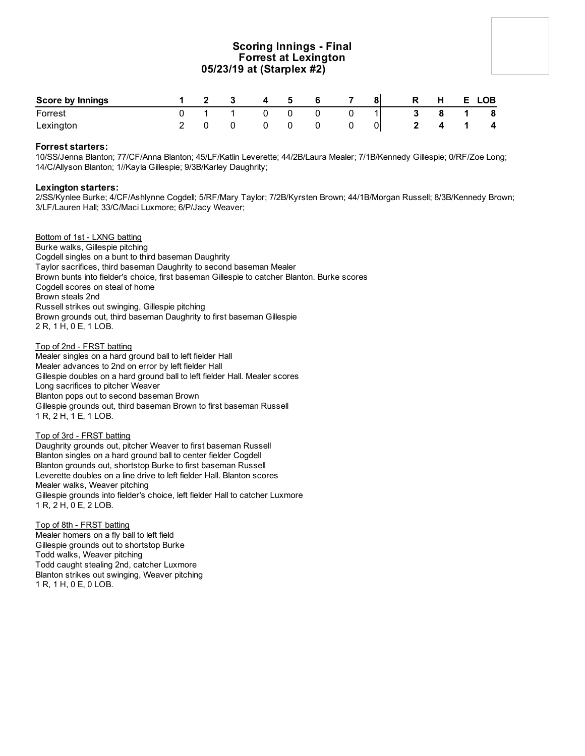# Scoring Innings - Final
## Forrest at Lexington
### 05/23/19 at (Starplex #2)

| Score by Innings | 1 | 2 | 3 | 4 | 5 | 6 | 7 | 8 | R | H | E | LOB |
|---|---|---|---|---|---|---|---|---|---|---|---|---|
| Forrest | 0 | 1 | 1 | 0 | 0 | 0 | 0 | 1 | **3** | **8** | **1** | **8** |
| Lexington | 2 | 0 | 0 | 0 | 0 | 0 | 0 | 0 | **2** | **4** | **1** | **4** |

**Forrest starters:**
10/SS/Jenna Blanton; 77/CF/Anna Blanton; 45/LF/Katlin Leverette; 44/2B/Laura Mealer; 7/1B/Kennedy Gillespie; 0/RF/Zoe Long; 14/C/Allyson Blanton; 1//Kayla Gillespie; 9/3B/Karley Daughrity;

**Lexington starters:**
2/SS/Kynlee Burke; 4/CF/Ashlynne Cogdell; 5/RF/Mary Taylor; 7/2B/Kyrsten Brown; 44/1B/Morgan Russell; 8/3B/Kennedy Brown; 3/LF/Lauren Hall; 33/C/Maci Luxmore; 6/P/Jacy Weaver;

Bottom of 1st - LXNG batting
Burke walks, Gillespie pitching
Cogdell singles on a bunt to third baseman Daughrity
Taylor sacrifices, third baseman Daughrity to second baseman Mealer
Brown bunts into fielder's choice, first baseman Gillespie to catcher Blanton. Burke scores
Cogdell scores on steal of home
Brown steals 2nd
Russell strikes out swinging, Gillespie pitching
Brown grounds out, third baseman Daughrity to first baseman Gillespie
2 R, 1 H, 0 E, 1 LOB.

Top of 2nd - FRST batting
Mealer singles on a hard ground ball to left fielder Hall
Mealer advances to 2nd on error by left fielder Hall
Gillespie doubles on a hard ground ball to left fielder Hall. Mealer scores
Long sacrifices to pitcher Weaver
Blanton pops out to second baseman Brown
Gillespie grounds out, third baseman Brown to first baseman Russell
1 R, 2 H, 1 E, 1 LOB.

Top of 3rd - FRST batting
Daughrity grounds out, pitcher Weaver to first baseman Russell
Blanton singles on a hard ground ball to center fielder Cogdell
Blanton grounds out, shortstop Burke to first baseman Russell
Leverette doubles on a line drive to left fielder Hall. Blanton scores
Mealer walks, Weaver pitching
Gillespie grounds into fielder's choice, left fielder Hall to catcher Luxmore
1 R, 2 H, 0 E, 2 LOB.

Top of 8th - FRST batting
Mealer homers on a fly ball to left field
Gillespie grounds out to shortstop Burke
Todd walks, Weaver pitching
Todd caught stealing 2nd, catcher Luxmore
Blanton strikes out swinging, Weaver pitching
1 R, 1 H, 0 E, 0 LOB.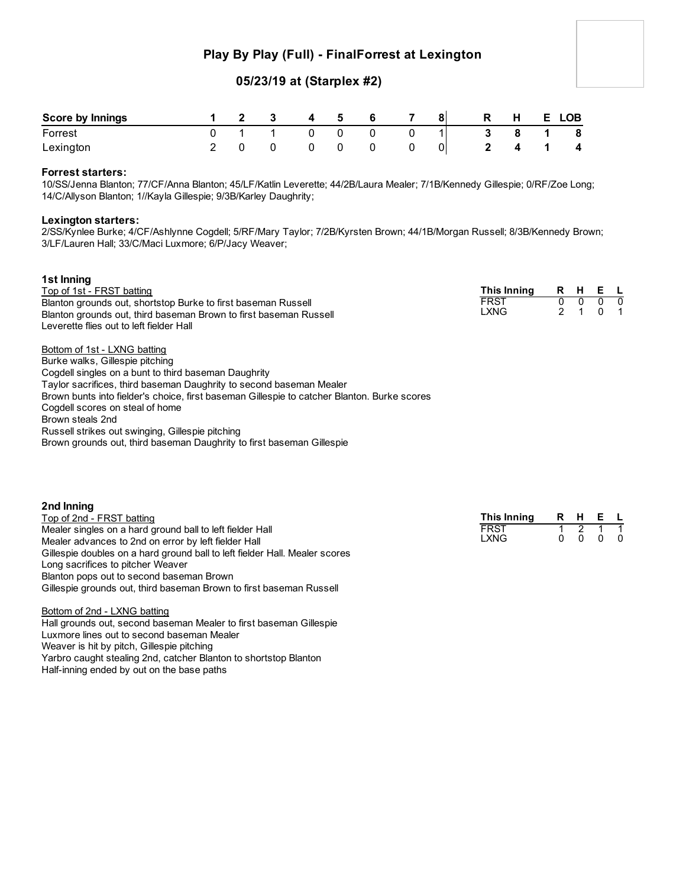# Play By Play (Full) - FinalForrest at Lexington

## 05/23/19 at (Starplex #2)

| Score by Innings | 1 | 2 | 3 | 4 | 5 | 6 | 7 | 8 | R | H | E | LOB |
|---|---|---|---|---|---|---|---|---|---|---|---|---|
| Forrest | 0 | 1 | 1 | 0 | 0 | 0 | 0 | 1 | 3 | 8 | 1 | 8 |
| Lexington | 2 | 0 | 0 | 0 | 0 | 0 | 0 | 0 | 2 | 4 | 1 | 4 |

**Forrest starters:**
10/SS/Jenna Blanton; 77/CF/Anna Blanton; 45/LF/Katlin Leverette; 44/2B/Laura Mealer; 7/1B/Kennedy Gillespie; 0/RF/Zoe Long; 14/C/Allyson Blanton; 1//Kayla Gillespie; 9/3B/Karley Daughrity;

**Lexington starters:**
2/SS/Kynlee Burke; 4/CF/Ashlynne Cogdell; 5/RF/Mary Taylor; 7/2B/Kyrsten Brown; 44/1B/Morgan Russell; 8/3B/Kennedy Brown; 3/LF/Lauren Hall; 33/C/Maci Luxmore; 6/P/Jacy Weaver;

### 1st Inning

| This Inning | R | H | E | L |
|---|---|---|---|---|
| FRST | 0 | 0 | 0 | 0 |
| LXNG | 2 | 1 | 0 | 1 |

Top of 1st - FRST batting
Blanton grounds out, shortstop Burke to first baseman Russell
Blanton grounds out, third baseman Brown to first baseman Russell
Leverette flies out to left fielder Hall

Bottom of 1st - LXNG batting
Burke walks, Gillespie pitching
Cogdell singles on a bunt to third baseman Daughrity
Taylor sacrifices, third baseman Daughrity to second baseman Mealer
Brown bunts into fielder's choice, first baseman Gillespie to catcher Blanton. Burke scores
Cogdell scores on steal of home
Brown steals 2nd
Russell strikes out swinging, Gillespie pitching
Brown grounds out, third baseman Daughrity to first baseman Gillespie

### 2nd Inning

| This Inning | R | H | E | L |
|---|---|---|---|---|
| FRST | 1 | 2 | 1 | 1 |
| LXNG | 0 | 0 | 0 | 0 |

Top of 2nd - FRST batting
Mealer singles on a hard ground ball to left fielder Hall
Mealer advances to 2nd on error by left fielder Hall
Gillespie doubles on a hard ground ball to left fielder Hall. Mealer scores
Long sacrifices to pitcher Weaver
Blanton pops out to second baseman Brown
Gillespie grounds out, third baseman Brown to first baseman Russell

Bottom of 2nd - LXNG batting
Hall grounds out, second baseman Mealer to first baseman Gillespie
Luxmore lines out to second baseman Mealer
Weaver is hit by pitch, Gillespie pitching
Yarbro caught stealing 2nd, catcher Blanton to shortstop Blanton
Half-inning ended by out on the base paths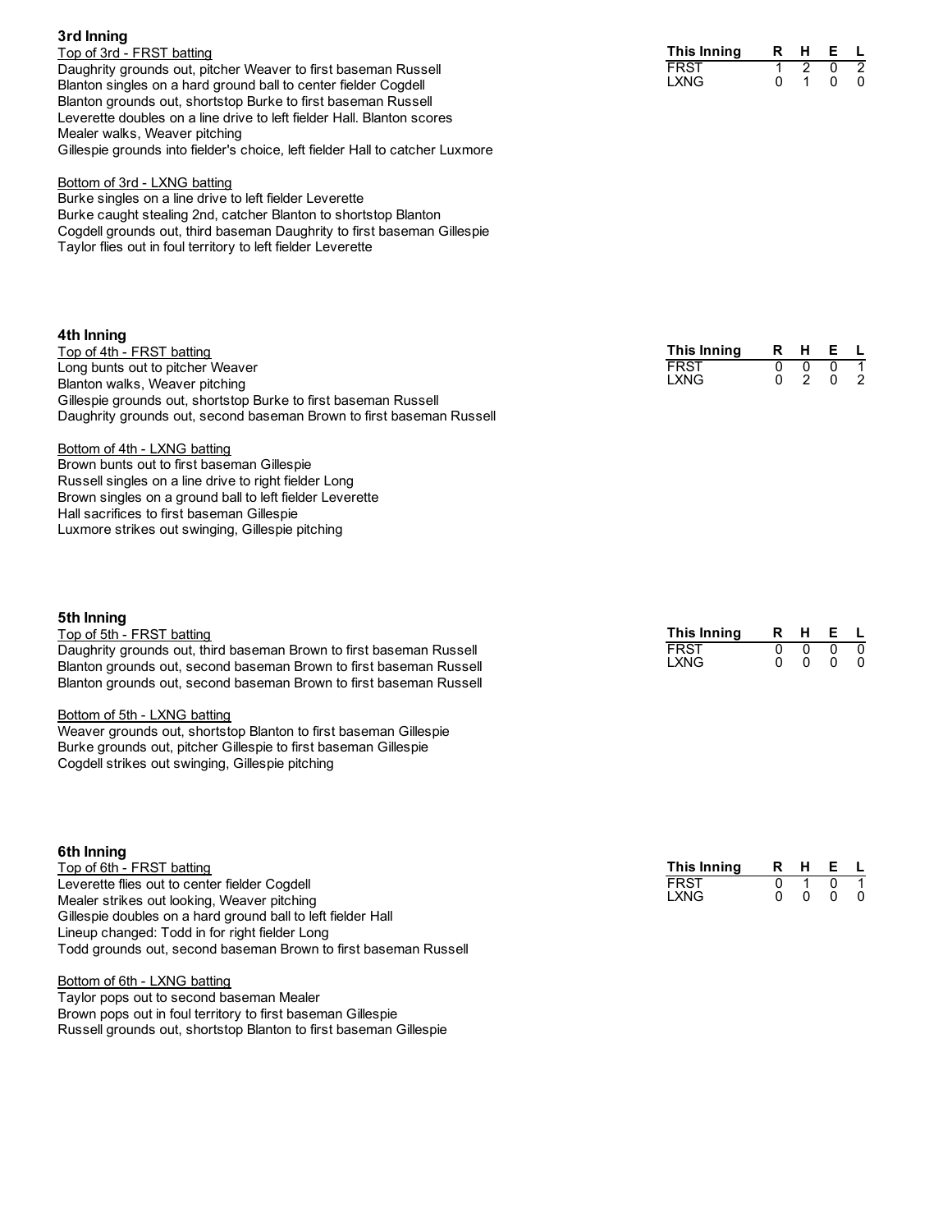## 3rd Inning

Top of 3rd - FRST batting

Daughrity grounds out, pitcher Weaver to first baseman Russell
Blanton singles on a hard ground ball to center fielder Cogdell
Blanton grounds out, shortstop Burke to first baseman Russell
Leverette doubles on a line drive to left fielder Hall. Blanton scores
Mealer walks, Weaver pitching
Gillespie grounds into fielder's choice, left fielder Hall to catcher Luxmore

Bottom of 3rd - LXNG batting

Burke singles on a line drive to left fielder Leverette
Burke caught stealing 2nd, catcher Blanton to shortstop Blanton
Cogdell grounds out, third baseman Daughrity to first baseman Gillespie
Taylor flies out in foul territory to left fielder Leverette

| This Inning | R | H | E | L |
|---|---|---|---|---|
| FRST | 1 | 2 | 0 | 2 |
| LXNG | 0 | 1 | 0 | 0 |

## 4th Inning

Top of 4th - FRST batting

Long bunts out to pitcher Weaver
Blanton walks, Weaver pitching
Gillespie grounds out, shortstop Burke to first baseman Russell
Daughrity grounds out, second baseman Brown to first baseman Russell

Bottom of 4th - LXNG batting

Brown bunts out to first baseman Gillespie
Russell singles on a line drive to right fielder Long
Brown singles on a ground ball to left fielder Leverette
Hall sacrifices to first baseman Gillespie
Luxmore strikes out swinging, Gillespie pitching

| This Inning | R | H | E | L |
|---|---|---|---|---|
| FRST | 0 | 0 | 0 | 1 |
| LXNG | 0 | 2 | 0 | 2 |

## 5th Inning

Top of 5th - FRST batting

Daughrity grounds out, third baseman Brown to first baseman Russell
Blanton grounds out, second baseman Brown to first baseman Russell
Blanton grounds out, second baseman Brown to first baseman Russell

Bottom of 5th - LXNG batting

Weaver grounds out, shortstop Blanton to first baseman Gillespie
Burke grounds out, pitcher Gillespie to first baseman Gillespie
Cogdell strikes out swinging, Gillespie pitching

| This Inning | R | H | E | L |
|---|---|---|---|---|
| FRST | 0 | 0 | 0 | 0 |
| LXNG | 0 | 0 | 0 | 0 |

## 6th Inning

Top of 6th - FRST batting

Leverette flies out to center fielder Cogdell
Mealer strikes out looking, Weaver pitching
Gillespie doubles on a hard ground ball to left fielder Hall
Lineup changed: Todd in for right fielder Long
Todd grounds out, second baseman Brown to first baseman Russell

Bottom of 6th - LXNG batting

Taylor pops out to second baseman Mealer
Brown pops out in foul territory to first baseman Gillespie
Russell grounds out, shortstop Blanton to first baseman Gillespie

| This Inning | R | H | E | L |
|---|---|---|---|---|
| FRST | 0 | 1 | 0 | 1 |
| LXNG | 0 | 0 | 0 | 0 |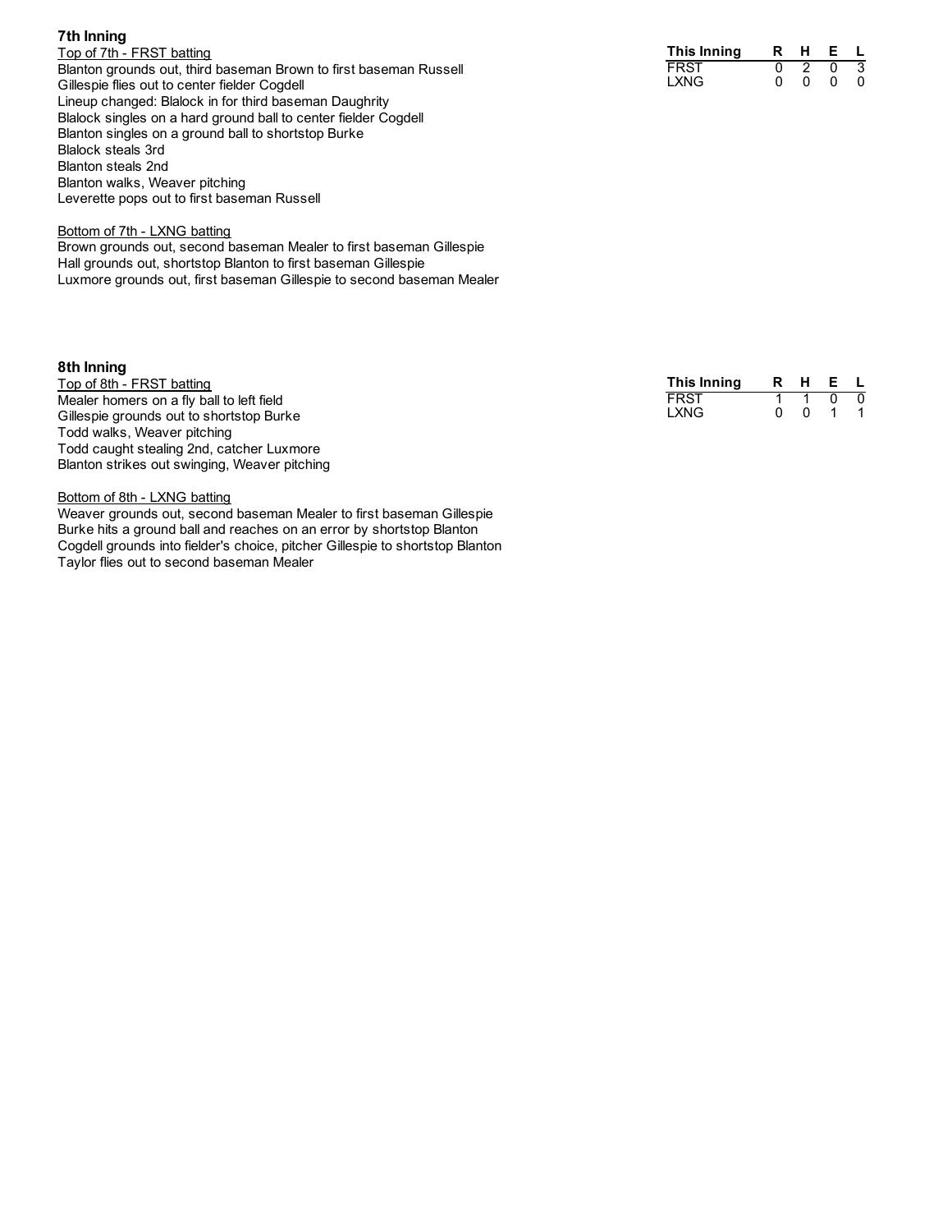### 7th Inning

Top of 7th - FRST batting

Blanton grounds out, third baseman Brown to first baseman Russell
Gillespie flies out to center fielder Cogdell
Lineup changed: Blalock in for third baseman Daughrity
Blalock singles on a hard ground ball to center fielder Cogdell
Blanton singles on a ground ball to shortstop Burke
Blalock steals 3rd
Blanton steals 2nd
Blanton walks, Weaver pitching
Leverette pops out to first baseman Russell

| This Inning | R | H | E | L |
|---|---|---|---|---|
| FRST | 0 | 2 | 0 | 3 |
| LXNG | 0 | 0 | 0 | 0 |

Bottom of 7th - LXNG batting

Brown grounds out, second baseman Mealer to first baseman Gillespie
Hall grounds out, shortstop Blanton to first baseman Gillespie
Luxmore grounds out, first baseman Gillespie to second baseman Mealer

### 8th Inning

Top of 8th - FRST batting

Mealer homers on a fly ball to left field
Gillespie grounds out to shortstop Burke
Todd walks, Weaver pitching
Todd caught stealing 2nd, catcher Luxmore
Blanton strikes out swinging, Weaver pitching

| This Inning | R | H | E | L |
|---|---|---|---|---|
| FRST | 1 | 1 | 0 | 0 |
| LXNG | 0 | 0 | 1 | 1 |

Bottom of 8th - LXNG batting

Weaver grounds out, second baseman Mealer to first baseman Gillespie
Burke hits a ground ball and reaches on an error by shortstop Blanton
Cogdell grounds into fielder's choice, pitcher Gillespie to shortstop Blanton
Taylor flies out to second baseman Mealer